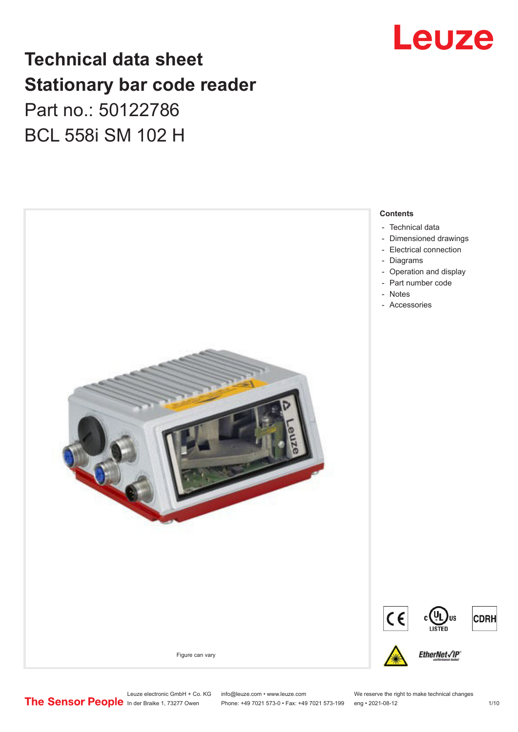# Technical data sheet
# Stationary bar code reader

Part no.: 50122786

BCL 558i SM 102 H

Figure can vary

**Contents**

- Technical data
- Dimensioned drawings
- Electrical connection
- Diagrams
- Operation and display
- Part number code
- Notes
- Accessories

Leuze electronic GmbH + Co. KG
In der Braike 1, 73277 Owen

info@leuze.com • www.leuze.com
Phone: +49 7021 573-0 • Fax: +49 7021 573-199

We reserve the right to make technical changes
eng • 2021-08-12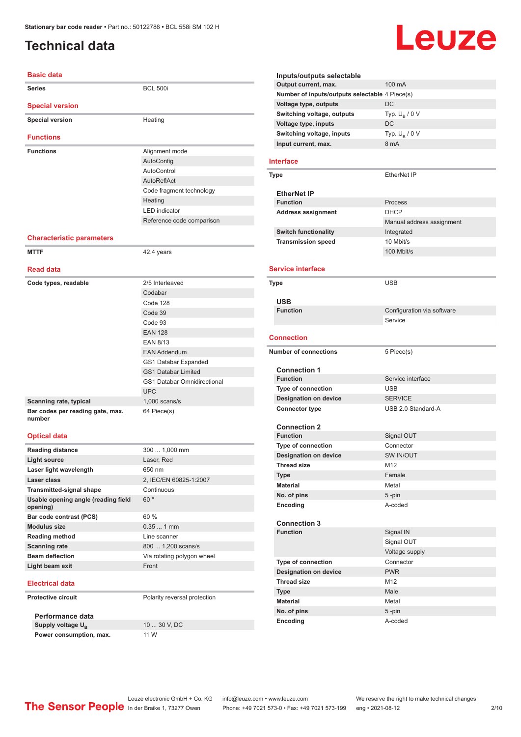# Technical data

## Basic data

| | |
|---|---|
| Series | BCL 500i |

## Special version

| | |
|---|---|
| Special version | Heating |

## Functions

| | |
|---|---|
| Functions | Alignment mode |
| | AutoConfig |
| | AutoControl |
| | AutoReflAct |
| | Code fragment technology |
| | Heating |
| | LED indicator |
| | Reference code comparison |

## Characteristic parameters

| | |
|---|---|
| MTTF | 42.4 years |

## Read data

| | |
|---|---|
| Code types, readable | 2/5 Interleaved |
| | Codabar |
| | Code 128 |
| | Code 39 |
| | Code 93 |
| | EAN 128 |
| | EAN 8/13 |
| | EAN Addendum |
| | GS1 Databar Expanded |
| | GS1 Databar Limited |
| | GS1 Databar Omnidirectional |
| | UPC |
| Scanning rate, typical | 1,000 scans/s |
| Bar codes per reading gate, max. number | 64 Piece(s) |

## Optical data

| | |
|---|---|
| Reading distance | 300 ... 1,000 mm |
| Light source | Laser, Red |
| Laser light wavelength | 650 nm |
| Laser class | 2, IEC/EN 60825-1:2007 |
| Transmitted-signal shape | Continuous |
| Usable opening angle (reading field opening) | 60 ° |
| Bar code contrast (PCS) | 60 % |
| Modulus size | 0.35 ... 1 mm |
| Reading method | Line scanner |
| Scanning rate | 800 ... 1,200 scans/s |
| Beam deflection | Via rotating polygon wheel |
| Light beam exit | Front |

## Electrical data

| | |
|---|---|
| Protective circuit | Polarity reversal protection |

### Performance data

| | |
|---|---|
| Supply voltage $U_B$ | 10 ... 30 V, DC |
| Power consumption, max. | 11 W |

### Inputs/outputs selectable

| | |
|---|---|
| Output current, max. | 100 mA |
| Number of inputs/outputs selectable | 4 Piece(s) |
| Voltage type, outputs | DC |
| Switching voltage, outputs | Typ. $U_B$ / 0 V |
| Voltage type, inputs | DC |
| Switching voltage, inputs | Typ. $U_B$ / 0 V |
| Input current, max. | 8 mA |

## Interface

| | |
|---|---|
| Type | EtherNet IP |

### EtherNet IP

| | |
|---|---|
| Function | Process |
| Address assignment | DHCP |
| | Manual address assignment |
| Switch functionality | Integrated |
| Transmission speed | 10 Mbit/s |
| | 100 Mbit/s |

## Service interface

| | |
|---|---|
| Type | USB |

### USB

| | |
|---|---|
| Function | Configuration via software |
| | Service |

## Connection

| | |
|---|---|
| Number of connections | 5 Piece(s) |

### Connection 1

| | |
|---|---|
| Function | Service interface |
| Type of connection | USB |
| Designation on device | SERVICE |
| Connector type | USB 2.0 Standard-A |

### Connection 2

| | |
|---|---|
| Function | Signal OUT |
| Type of connection | Connector |
| Designation on device | SW IN/OUT |
| Thread size | M12 |
| Type | Female |
| Material | Metal |
| No. of pins | 5 -pin |
| Encoding | A-coded |

### Connection 3

| | |
|---|---|
| Function | Signal IN |
| | Signal OUT |
| | Voltage supply |
| Type of connection | Connector |
| Designation on device | PWR |
| Thread size | M12 |
| Type | Male |
| Material | Metal |
| No. of pins | 5 -pin |
| Encoding | A-coded |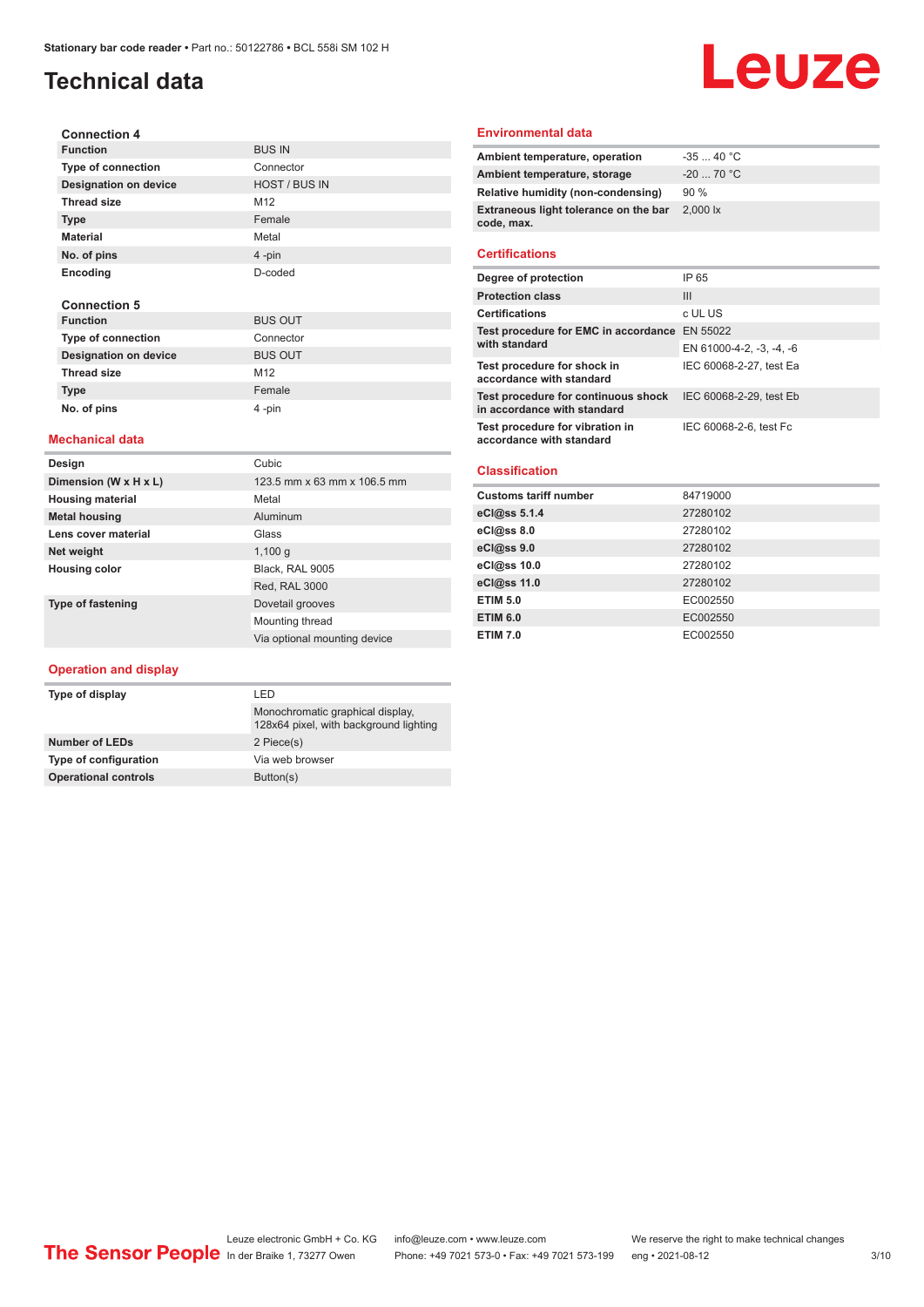# Technical data

### Connection 4

| | |
|---|---|
| **Function** | BUS IN |
| **Type of connection** | Connector |
| **Designation on device** | HOST / BUS IN |
| **Thread size** | M12 |
| **Type** | Female |
| **Material** | Metal |
| **No. of pins** | 4 -pin |
| **Encoding** | D-coded |

### Connection 5

| | |
|---|---|
| **Function** | BUS OUT |
| **Type of connection** | Connector |
| **Designation on device** | BUS OUT |
| **Thread size** | M12 |
| **Type** | Female |
| **No. of pins** | 4 -pin |

## Mechanical data

| | |
|---|---|
| **Design** | Cubic |
| **Dimension (W x H x L)** | 123.5 mm x 63 mm x 106.5 mm |
| **Housing material** | Metal |
| **Metal housing** | Aluminum |
| **Lens cover material** | Glass |
| **Net weight** | 1,100 g |
| **Housing color** | Black, RAL 9005 |
| | Red, RAL 3000 |
| **Type of fastening** | Dovetail grooves |
| | Mounting thread |
| | Via optional mounting device |

## Operation and display

| | |
|---|---|
| **Type of display** | LED |
| | Monochromatic graphical display, 128x64 pixel, with background lighting |
| **Number of LEDs** | 2 Piece(s) |
| **Type of configuration** | Via web browser |
| **Operational controls** | Button(s) |

## Environmental data

| | |
|---|---|
| **Ambient temperature, operation** | -35 ... 40 °C |
| **Ambient temperature, storage** | -20 ... 70 °C |
| **Relative humidity (non-condensing)** | 90 % |
| **Extraneous light tolerance on the bar code, max.** | 2,000 lx |

## Certifications

| | |
|---|---|
| **Degree of protection** | IP 65 |
| **Protection class** | III |
| **Certifications** | c UL US |
| **Test procedure for EMC in accordance with standard** | EN 55022 |
| | EN 61000-4-2, -3, -4, -6 |
| **Test procedure for shock in accordance with standard** | IEC 60068-2-27, test Ea |
| **Test procedure for continuous shock in accordance with standard** | IEC 60068-2-29, test Eb |
| **Test procedure for vibration in accordance with standard** | IEC 60068-2-6, test Fc |

## Classification

| | |
|---|---|
| **Customs tariff number** | 84719000 |
| **eCl@ss 5.1.4** | 27280102 |
| **eCl@ss 8.0** | 27280102 |
| **eCl@ss 9.0** | 27280102 |
| **eCl@ss 10.0** | 27280102 |
| **eCl@ss 11.0** | 27280102 |
| **ETIM 5.0** | EC002550 |
| **ETIM 6.0** | EC002550 |
| **ETIM 7.0** | EC002550 |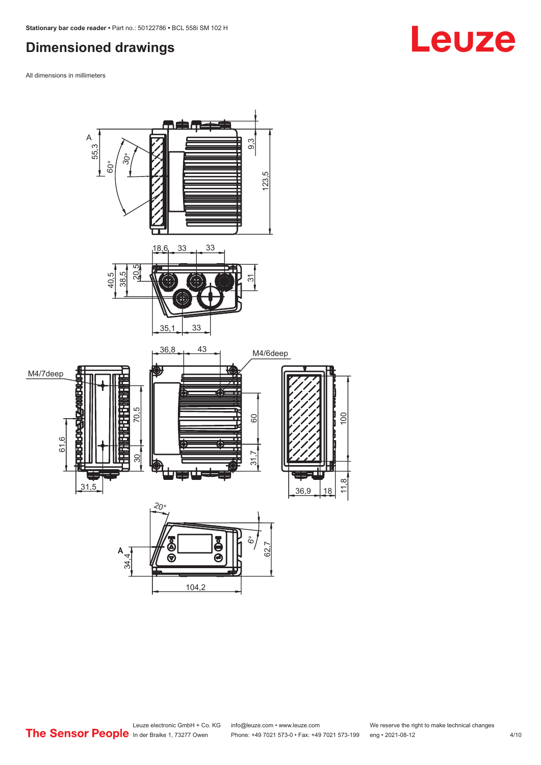## Dimensioned drawings

All dimensions in millimeters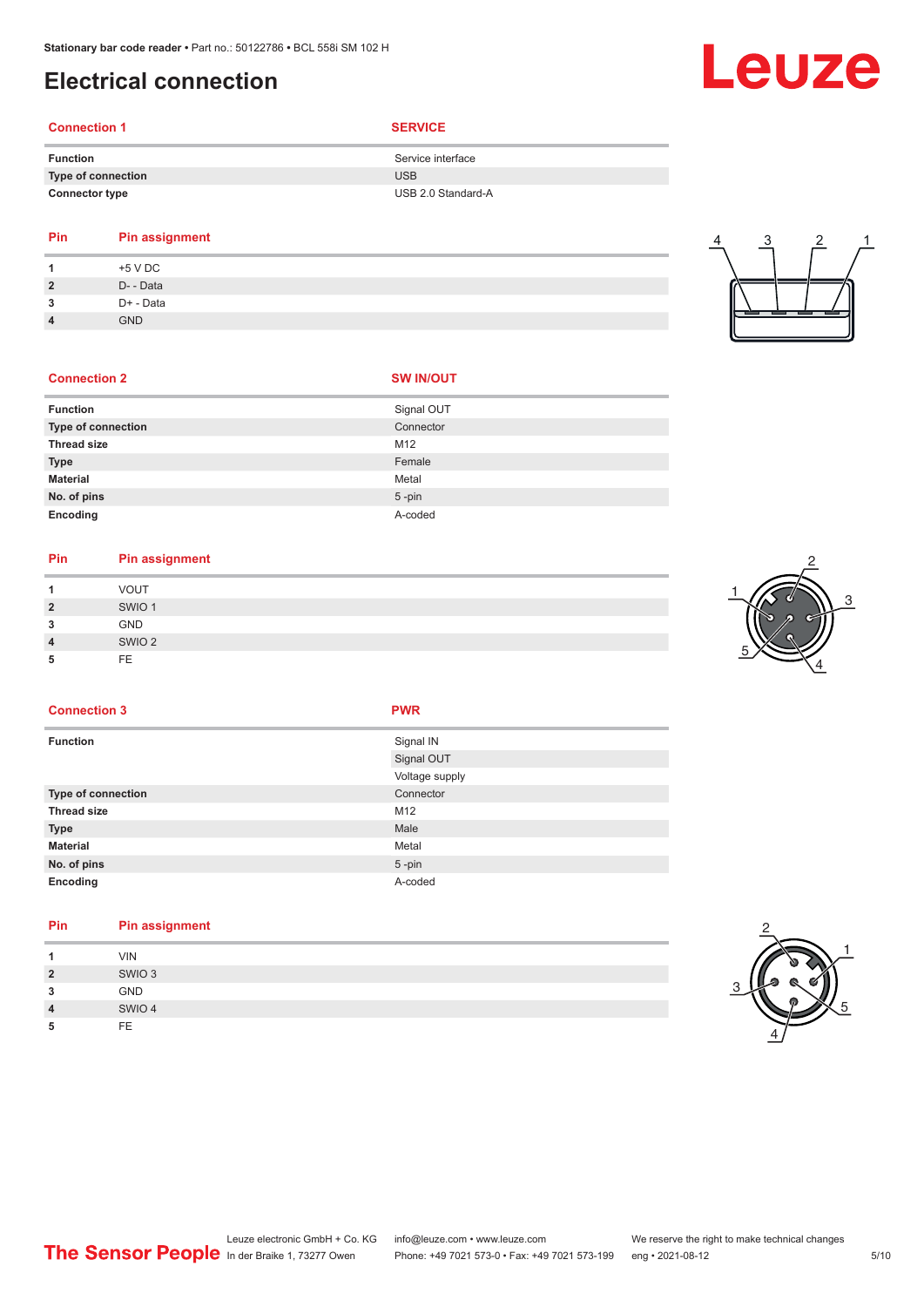# Electrical connection

| Connection 1 | SERVICE |
|---|---|
| **Function** | Service interface |
| **Type of connection** | USB |
| **Connector type** | USB 2.0 Standard-A |

| Pin | Pin assignment |
|---|---|
| **1** | +5 V DC |
| **2** | D- - Data |
| **3** | D+ - Data |
| **4** | GND |

| Connection 2 | SW IN/OUT |
|---|---|
| **Function** | Signal OUT |
| **Type of connection** | Connector |
| **Thread size** | M12 |
| **Type** | Female |
| **Material** | Metal |
| **No. of pins** | 5 -pin |
| **Encoding** | A-coded |

| Pin | Pin assignment |
|---|---|
| **1** | VOUT |
| **2** | SWIO 1 |
| **3** | GND |
| **4** | SWIO 2 |
| **5** | FE |

| Connection 3 | PWR |
|---|---|
| **Function** | Signal IN |
| | Signal OUT |
| | Voltage supply |
| **Type of connection** | Connector |
| **Thread size** | M12 |
| **Type** | Male |
| **Material** | Metal |
| **No. of pins** | 5 -pin |
| **Encoding** | A-coded |

| Pin | Pin assignment |
|---|---|
| **1** | VIN |
| **2** | SWIO 3 |
| **3** | GND |
| **4** | SWIO 4 |
| **5** | FE |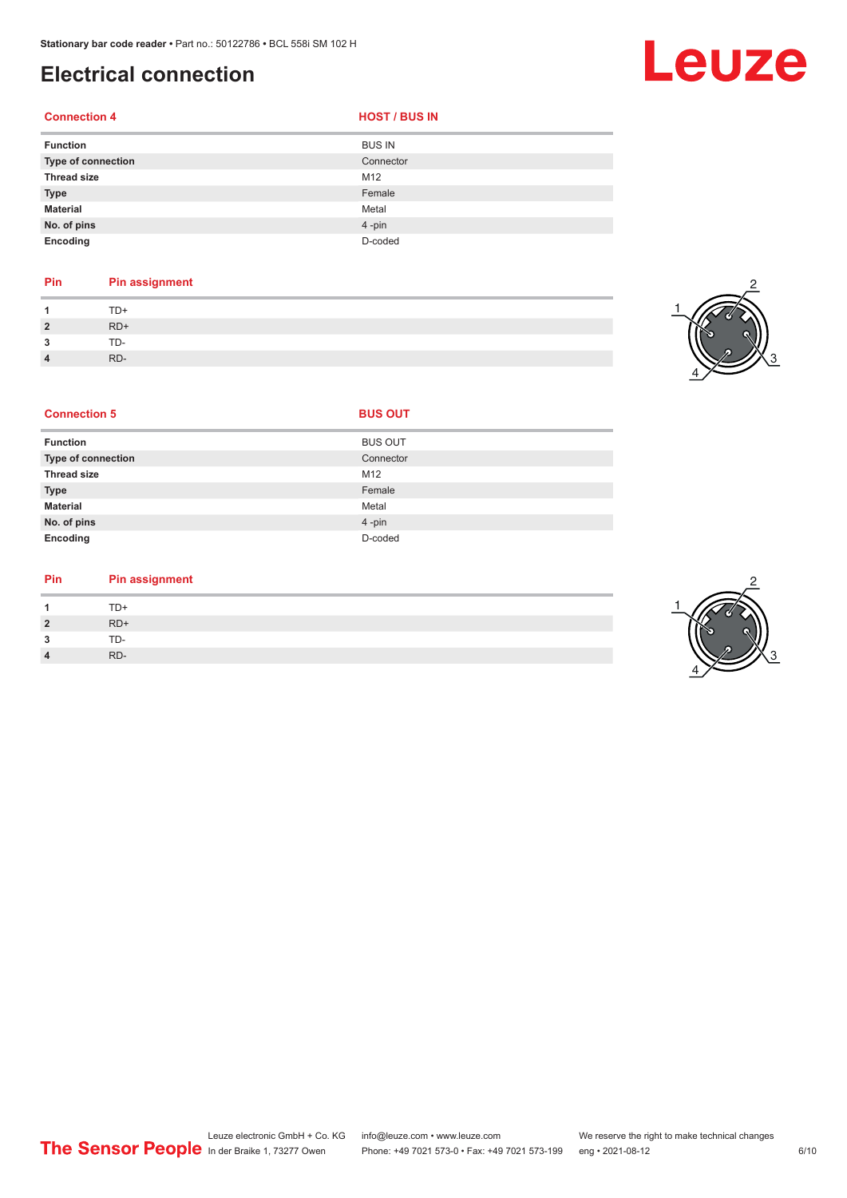# Electrical connection

| Connection 4 | HOST / BUS IN |
| --- | --- |
| **Function** | BUS IN |
| **Type of connection** | Connector |
| **Thread size** | M12 |
| **Type** | Female |
| **Material** | Metal |
| **No. of pins** | 4 -pin |
| **Encoding** | D-coded |

| Pin | Pin assignment |
| --- | --- |
| **1** | TD+ |
| **2** | RD+ |
| **3** | TD- |
| **4** | RD- |

| Connection 5 | BUS OUT |
| --- | --- |
| **Function** | BUS OUT |
| **Type of connection** | Connector |
| **Thread size** | M12 |
| **Type** | Female |
| **Material** | Metal |
| **No. of pins** | 4 -pin |
| **Encoding** | D-coded |

| Pin | Pin assignment |
| --- | --- |
| **1** | TD+ |
| **2** | RD+ |
| **3** | TD- |
| **4** | RD- |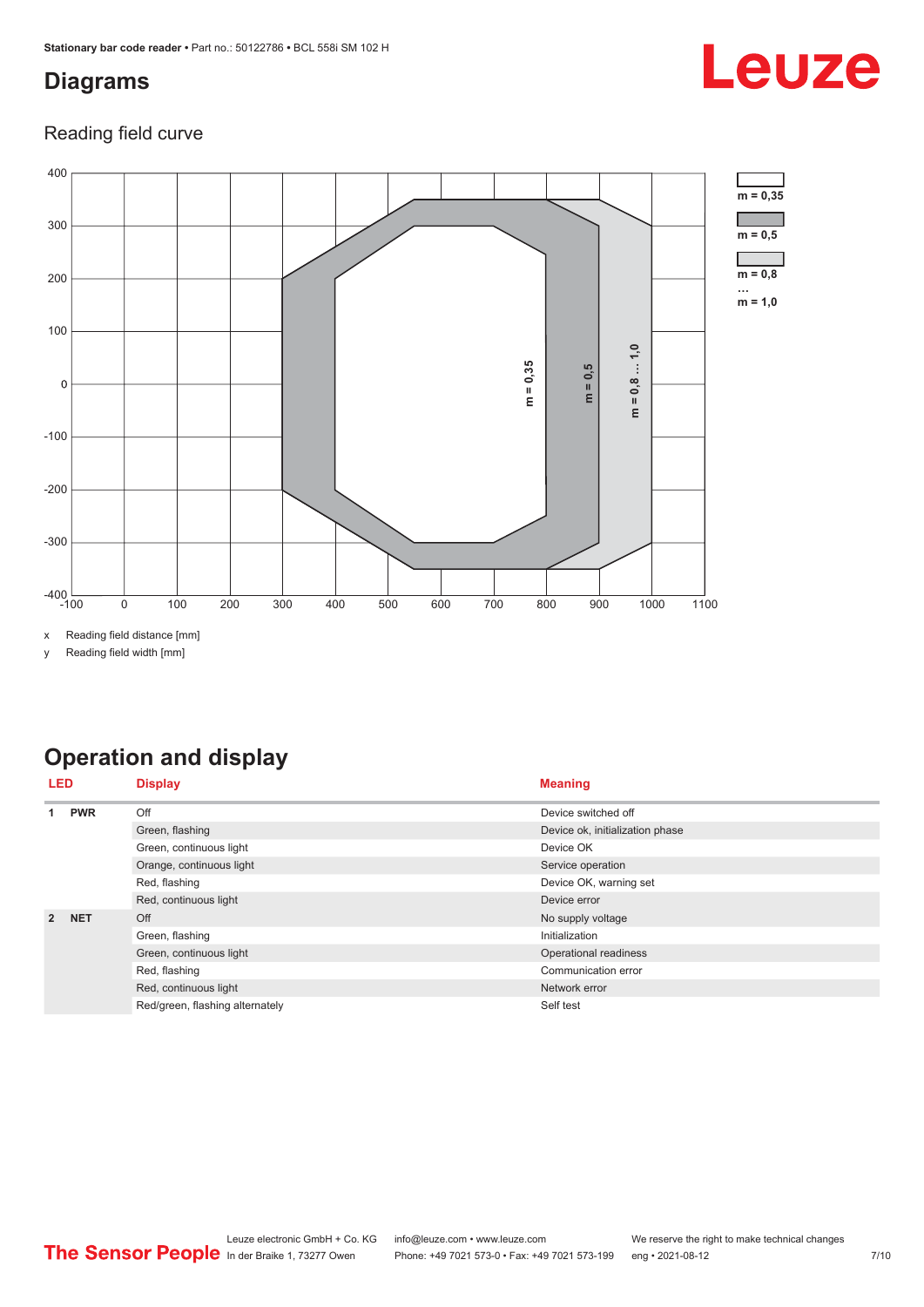## Diagrams

### Reading field curve

m = 0,35

m = 0,5

m = 0,8 … m = 1,0

x Reading field distance [mm]

y Reading field width [mm]

## Operation and display

| LED | | Display | Meaning |
|---|---|---|---|
| 1 | PWR | Off | Device switched off |
| | | Green, flashing | Device ok, initialization phase |
| | | Green, continuous light | Device OK |
| | | Orange, continuous light | Service operation |
| | | Red, flashing | Device OK, warning set |
| | | Red, continuous light | Device error |
| 2 | NET | Off | No supply voltage |
| | | Green, flashing | Initialization |
| | | Green, continuous light | Operational readiness |
| | | Red, flashing | Communication error |
| | | Red, continuous light | Network error |
| | | Red/green, flashing alternately | Self test |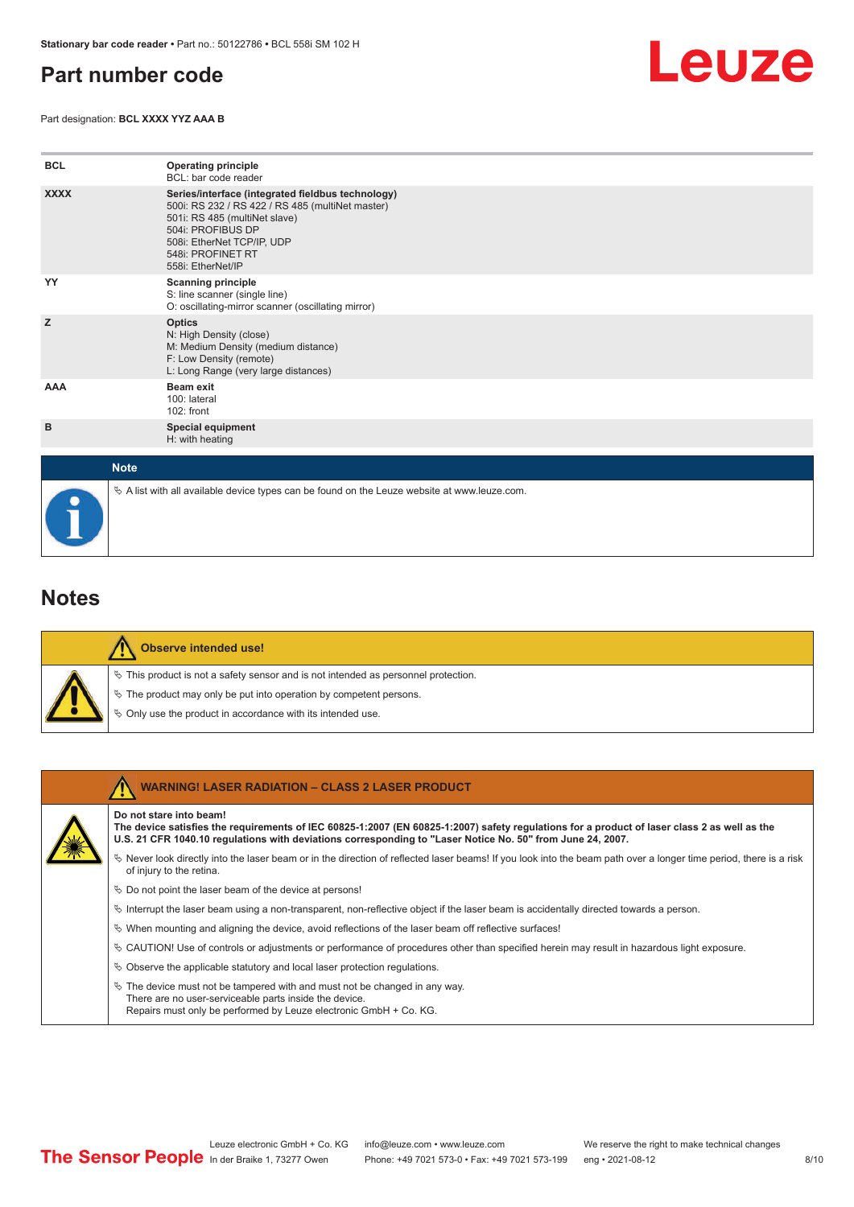## Part number code

Part designation: **BCL XXXX YYZ AAA B**

| | |
|---|---|
| **BCL** | **Operating principle**<br>BCL: bar code reader |
| **XXXX** | **Series/interface (integrated fieldbus technology)**<br>500i: RS 232 / RS 422 / RS 485 (multiNet master)<br>501i: RS 485 (multiNet slave)<br>504i: PROFIBUS DP<br>508i: EtherNet TCP/IP, UDP<br>548i: PROFINET RT<br>558i: EtherNet/IP |
| **YY** | **Scanning principle**<br>S: line scanner (single line)<br>O: oscillating-mirror scanner (oscillating mirror) |
| **Z** | **Optics**<br>N: High Density (close)<br>M: Medium Density (medium distance)<br>F: Low Density (remote)<br>L: Long Range (very large distances) |
| **AAA** | **Beam exit**<br>100: lateral<br>102: front |
| **B** | **Special equipment**<br>H: with heating |

**Note**

- A list with all available device types can be found on the Leuze website at www.leuze.com.

## Notes

**Observe intended use!**

- This product is not a safety sensor and is not intended as personnel protection.
- The product may only be put into operation by competent persons.
- Only use the product in accordance with its intended use.

**WARNING! LASER RADIATION – CLASS 2 LASER PRODUCT**

**Do not stare into beam!**
**The device satisfies the requirements of IEC 60825-1:2007 (EN 60825-1:2007) safety regulations for a product of laser class 2 as well as the U.S. 21 CFR 1040.10 regulations with deviations corresponding to "Laser Notice No. 50" from June 24, 2007.**

- Never look directly into the laser beam or in the direction of reflected laser beams! If you look into the beam path over a longer time period, there is a risk of injury to the retina.
- Do not point the laser beam of the device at persons!
- Interrupt the laser beam using a non-transparent, non-reflective object if the laser beam is accidentally directed towards a person.
- When mounting and aligning the device, avoid reflections of the laser beam off reflective surfaces!
- CAUTION! Use of controls or adjustments or performance of procedures other than specified herein may result in hazardous light exposure.
- Observe the applicable statutory and local laser protection regulations.
- The device must not be tampered with and must not be changed in any way.
  There are no user-serviceable parts inside the device.
  Repairs must only be performed by Leuze electronic GmbH + Co. KG.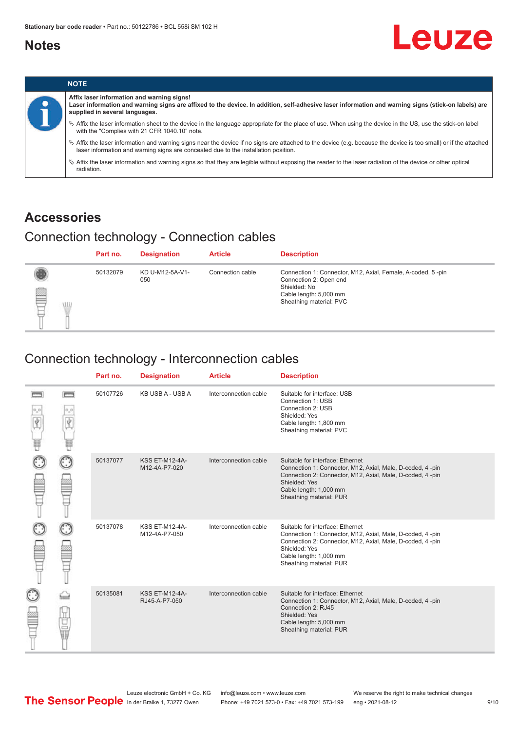## Notes

| NOTE |
|---|
| **Affix laser information and warning signs!**<br>**Laser information and warning signs are affixed to the device. In addition, self-adhesive laser information and warning signs (stick-on labels) are supplied in several languages.**<br>↳ Affix the laser information sheet to the device in the language appropriate for the place of use. When using the device in the US, use the stick-on label with the "Complies with 21 CFR 1040.10" note.<br>↳ Affix the laser information and warning signs near the device if no signs are attached to the device (e.g. because the device is too small) or if the attached laser information and warning signs are concealed due to the installation position.<br>↳ Affix the laser information and warning signs so that they are legible without exposing the reader to the laser radiation of the device or other optical radiation. |

## Accessories

### Connection technology - Connection cables

| Part no. | Designation | Article | Description |
|---|---|---|---|
| 50132079 | KD U-M12-5A-V1-050 | Connection cable | Connection 1: Connector, M12, Axial, Female, A-coded, 5 -pin<br>Connection 2: Open end<br>Shielded: No<br>Cable length: 5,000 mm<br>Sheathing material: PVC |

### Connection technology - Interconnection cables

| Part no. | Designation | Article | Description |
|---|---|---|---|
| 50107726 | KB USB A - USB A | Interconnection cable | Suitable for interface: USB<br>Connection 1: USB<br>Connection 2: USB<br>Shielded: Yes<br>Cable length: 1,800 mm<br>Sheathing material: PVC |
| 50137077 | KSS ET-M12-4A-M12-4A-P7-020 | Interconnection cable | Suitable for interface: Ethernet<br>Connection 1: Connector, M12, Axial, Male, D-coded, 4 -pin<br>Connection 2: Connector, M12, Axial, Male, D-coded, 4 -pin<br>Shielded: Yes<br>Cable length: 1,000 mm<br>Sheathing material: PUR |
| 50137078 | KSS ET-M12-4A-M12-4A-P7-050 | Interconnection cable | Suitable for interface: Ethernet<br>Connection 1: Connector, M12, Axial, Male, D-coded, 4 -pin<br>Connection 2: Connector, M12, Axial, Male, D-coded, 4 -pin<br>Shielded: Yes<br>Cable length: 1,000 mm<br>Sheathing material: PUR |
| 50135081 | KSS ET-M12-4A-RJ45-A-P7-050 | Interconnection cable | Suitable for interface: Ethernet<br>Connection 1: Connector, M12, Axial, Male, D-coded, 4 -pin<br>Connection 2: RJ45<br>Shielded: Yes<br>Cable length: 5,000 mm<br>Sheathing material: PUR |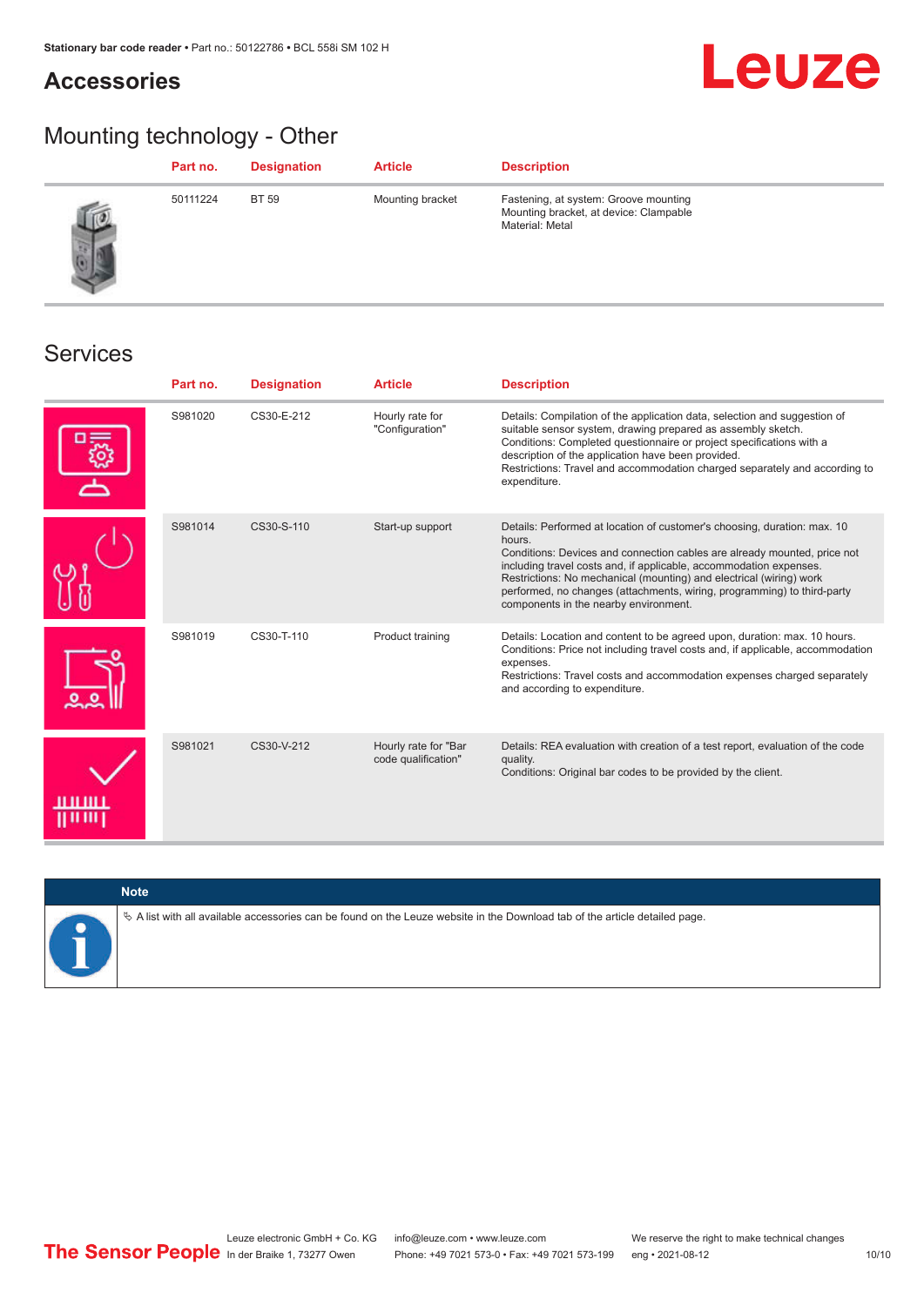## Accessories

### Mounting technology - Other

| | Part no. | Designation | Article | Description |
|---|---|---|---|---|
| | 50111224 | BT 59 | Mounting bracket | Fastening, at system: Groove mounting<br>Mounting bracket, at device: Clampable<br>Material: Metal |

### Services

| | Part no. | Designation | Article | Description |
|---|---|---|---|---|
| | S981020 | CS30-E-212 | Hourly rate for "Configuration" | Details: Compilation of the application data, selection and suggestion of suitable sensor system, drawing prepared as assembly sketch.<br>Conditions: Completed questionnaire or project specifications with a description of the application have been provided.<br>Restrictions: Travel and accommodation charged separately and according to expenditure. |
| | S981014 | CS30-S-110 | Start-up support | Details: Performed at location of customer's choosing, duration: max. 10 hours.<br>Conditions: Devices and connection cables are already mounted, price not including travel costs and, if applicable, accommodation expenses.<br>Restrictions: No mechanical (mounting) and electrical (wiring) work performed, no changes (attachments, wiring, programming) to third-party components in the nearby environment. |
| | S981019 | CS30-T-110 | Product training | Details: Location and content to be agreed upon, duration: max. 10 hours.<br>Conditions: Price not including travel costs and, if applicable, accommodation expenses.<br>Restrictions: Travel costs and accommodation expenses charged separately and according to expenditure. |
| | S981021 | CS30-V-212 | Hourly rate for "Bar code qualification" | Details: REA evaluation with creation of a test report, evaluation of the code quality.<br>Conditions: Original bar codes to be provided by the client. |

**Note**

✎ A list with all available accessories can be found on the Leuze website in the Download tab of the article detailed page.